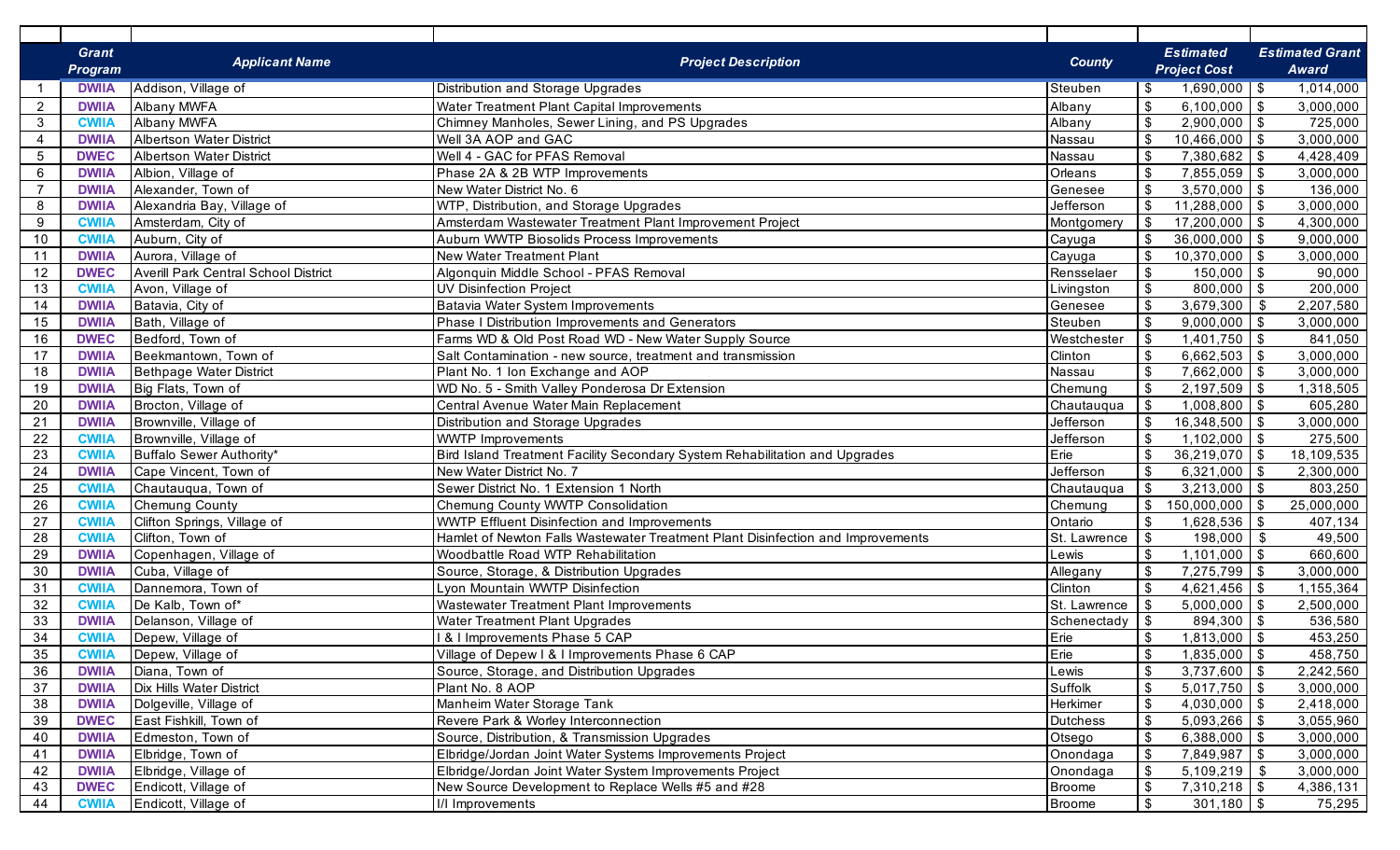| | Grant Program | Applicant Name | Project Description | County | Estimated Project Cost | Estimated Grant Award |
|---|---|---|---|---|---|---|
| 1 | DWIIA | Addison, Village of | Distribution and Storage Upgrades | Steuben | $ 1,690,000 | $ 1,014,000 |
| 2 | DWIIA | Albany MWFA | Water Treatment Plant Capital Improvements | Albany | $ 6,100,000 | $ 3,000,000 |
| 3 | CWIIA | Albany MWFA | Chimney Manholes, Sewer Lining, and PS Upgrades | Albany | $ 2,900,000 | $ 725,000 |
| 4 | DWIIA | Albertson Water District | Well 3A AOP and GAC | Nassau | $ 10,466,000 | $ 3,000,000 |
| 5 | DWEC | Albertson Water District | Well 4 - GAC for PFAS Removal | Nassau | $ 7,380,682 | $ 4,428,409 |
| 6 | DWIIA | Albion, Village of | Phase 2A & 2B WTP Improvements | Orleans | $ 7,855,059 | $ 3,000,000 |
| 7 | DWIIA | Alexander, Town of | New Water District No. 6 | Genesee | $ 3,570,000 | $ 136,000 |
| 8 | DWIIA | Alexandria Bay, Village of | WTP, Distribution, and Storage Upgrades | Jefferson | $ 11,288,000 | $ 3,000,000 |
| 9 | CWIIA | Amsterdam, City of | Amsterdam Wastewater Treatment Plant Improvement Project | Montgomery | $ 17,200,000 | $ 4,300,000 |
| 10 | CWIIA | Auburn, City of | Auburn WWTP Biosolids Process Improvements | Cayuga | $ 36,000,000 | $ 9,000,000 |
| 11 | DWIIA | Aurora, Village of | New Water Treatment Plant | Cayuga | $ 10,370,000 | $ 3,000,000 |
| 12 | DWEC | Averill Park Central School District | Algonquin Middle School - PFAS Removal | Rensselaer | $ 150,000 | $ 90,000 |
| 13 | CWIIA | Avon, Village of | UV Disinfection Project | Livingston | $ 800,000 | $ 200,000 |
| 14 | DWIIA | Batavia, City of | Batavia Water System Improvements | Genesee | $ 3,679,300 | $ 2,207,580 |
| 15 | DWIIA | Bath, Village of | Phase I Distribution Improvements and Generators | Steuben | $ 9,000,000 | $ 3,000,000 |
| 16 | DWEC | Bedford, Town of | Farms WD & Old Post Road WD - New Water Supply Source | Westchester | $ 1,401,750 | $ 841,050 |
| 17 | DWIIA | Beekmantown, Town of | Salt Contamination - new source, treatment and transmission | Clinton | $ 6,662,503 | $ 3,000,000 |
| 18 | DWIIA | Bethpage Water District | Plant No. 1 Ion Exchange and AOP | Nassau | $ 7,662,000 | $ 3,000,000 |
| 19 | DWIIA | Big Flats, Town of | WD No. 5 - Smith Valley Ponderosa Dr Extension | Chemung | $ 2,197,509 | $ 1,318,505 |
| 20 | DWIIA | Brocton, Village of | Central Avenue Water Main Replacement | Chautauqua | $ 1,008,800 | $ 605,280 |
| 21 | DWIIA | Brownville, Village of | Distribution and Storage Upgrades | Jefferson | $ 16,348,500 | $ 3,000,000 |
| 22 | CWIIA | Brownville, Village of | WWTP Improvements | Jefferson | $ 1,102,000 | $ 275,500 |
| 23 | CWIIA | Buffalo Sewer Authority* | Bird Island Treatment Facility Secondary System Rehabilitation and Upgrades | Erie | $ 36,219,070 | $ 18,109,535 |
| 24 | DWIIA | Cape Vincent, Town of | New Water District No. 7 | Jefferson | $ 6,321,000 | $ 2,300,000 |
| 25 | CWIIA | Chautauqua, Town of | Sewer District No. 1 Extension 1 North | Chautauqua | $ 3,213,000 | $ 803,250 |
| 26 | CWIIA | Chemung County | Chemung County WWTP Consolidation | Chemung | $ 150,000,000 | $ 25,000,000 |
| 27 | CWIIA | Clifton Springs, Village of | WWTP Effluent Disinfection and Improvements | Ontario | $ 1,628,536 | $ 407,134 |
| 28 | CWIIA | Clifton, Town of | Hamlet of Newton Falls Wastewater Treatment Plant Disinfection and Improvements | St. Lawrence | $ 198,000 | $ 49,500 |
| 29 | DWIIA | Copenhagen, Village of | Woodbattle Road WTP Rehabilitation | Lewis | $ 1,101,000 | $ 660,600 |
| 30 | DWIIA | Cuba, Village of | Source, Storage, & Distribution Upgrades | Allegany | $ 7,275,799 | $ 3,000,000 |
| 31 | CWIIA | Dannemora, Town of | Lyon Mountain WWTP Disinfection | Clinton | $ 4,621,456 | $ 1,155,364 |
| 32 | CWIIA | De Kalb, Town of* | Wastewater Treatment Plant Improvements | St. Lawrence | $ 5,000,000 | $ 2,500,000 |
| 33 | DWIIA | Delanson, Village of | Water Treatment Plant Upgrades | Schenectady | $ 894,300 | $ 536,580 |
| 34 | CWIIA | Depew, Village of | I & I Improvements Phase 5 CAP | Erie | $ 1,813,000 | $ 453,250 |
| 35 | CWIIA | Depew, Village of | Village of Depew I & I Improvements Phase 6 CAP | Erie | $ 1,835,000 | $ 458,750 |
| 36 | DWIIA | Diana, Town of | Source, Storage, and Distribution Upgrades | Lewis | $ 3,737,600 | $ 2,242,560 |
| 37 | DWIIA | Dix Hills Water District | Plant No. 8 AOP | Suffolk | $ 5,017,750 | $ 3,000,000 |
| 38 | DWIIA | Dolgeville, Village of | Manheim Water Storage Tank | Herkimer | $ 4,030,000 | $ 2,418,000 |
| 39 | DWEC | East Fishkill, Town of | Revere Park & Worley Interconnection | Dutchess | $ 5,093,266 | $ 3,055,960 |
| 40 | DWIIA | Edmeston, Town of | Source, Distribution, & Transmission Upgrades | Otsego | $ 6,388,000 | $ 3,000,000 |
| 41 | DWIIA | Elbridge, Town of | Elbridge/Jordan Joint Water Systems Improvements Project | Onondaga | $ 7,849,987 | $ 3,000,000 |
| 42 | DWIIA | Elbridge, Village of | Elbridge/Jordan Joint Water System Improvements Project | Onondaga | $ 5,109,219 | $ 3,000,000 |
| 43 | DWEC | Endicott, Village of | New Source Development to Replace Wells #5 and #28 | Broome | $ 7,310,218 | $ 4,386,131 |
| 44 | CWIIA | Endicott, Village of | I/I Improvements | Broome | $ 301,180 | $ 75,295 |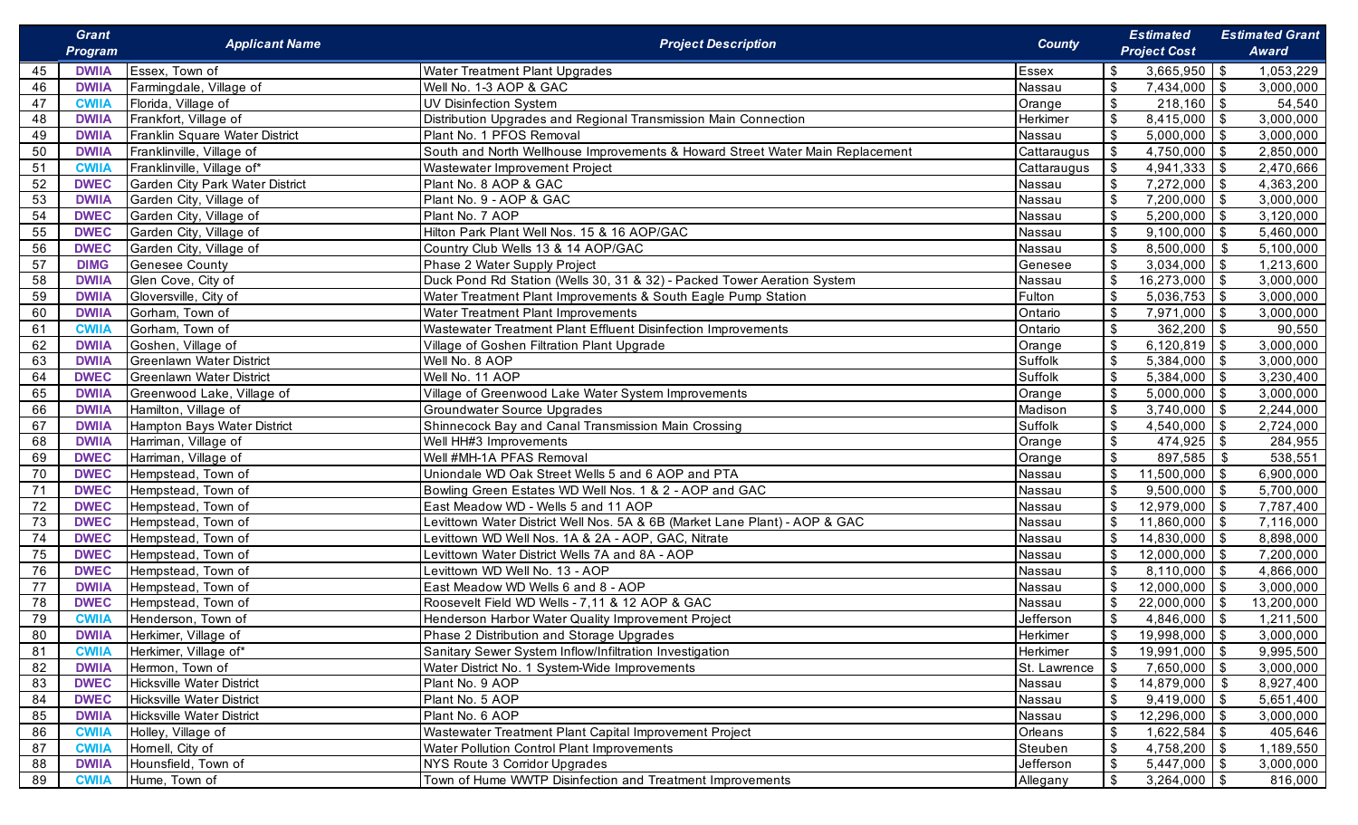| | Grant Program | Applicant Name | Project Description | County | Estimated Project Cost | Estimated Grant Award |
|---|---|---|---|---|---|---|
| 45 | DWIIA | Essex, Town of | Water Treatment Plant Upgrades | Essex | $ 3,665,950 | $ 1,053,229 |
| 46 | DWIIA | Farmingdale, Village of | Well No. 1-3 AOP & GAC | Nassau | $ 7,434,000 | $ 3,000,000 |
| 47 | CWIIA | Florida, Village of | UV Disinfection System | Orange | $ 218,160 | $ 54,540 |
| 48 | DWIIA | Frankfort, Village of | Distribution Upgrades and Regional Transmission Main Connection | Herkimer | $ 8,415,000 | $ 3,000,000 |
| 49 | DWIIA | Franklin Square Water District | Plant No. 1 PFOS Removal | Nassau | $ 5,000,000 | $ 3,000,000 |
| 50 | DWIIA | Franklinville, Village of | South and North Wellhouse Improvements & Howard Street Water Main Replacement | Cattaraugus | $ 4,750,000 | $ 2,850,000 |
| 51 | CWIIA | Franklinville, Village of* | Wastewater Improvement Project | Cattaraugus | $ 4,941,333 | $ 2,470,666 |
| 52 | DWEC | Garden City Park Water District | Plant No. 8 AOP & GAC | Nassau | $ 7,272,000 | $ 4,363,200 |
| 53 | DWIIA | Garden City, Village of | Plant No. 9 - AOP & GAC | Nassau | $ 7,200,000 | $ 3,000,000 |
| 54 | DWEC | Garden City, Village of | Plant No. 7 AOP | Nassau | $ 5,200,000 | $ 3,120,000 |
| 55 | DWEC | Garden City, Village of | Hilton Park Plant Well Nos. 15 & 16 AOP/GAC | Nassau | $ 9,100,000 | $ 5,460,000 |
| 56 | DWEC | Garden City, Village of | Country Club Wells 13 & 14 AOP/GAC | Nassau | $ 8,500,000 | $ 5,100,000 |
| 57 | DIMG | Genesee County | Phase 2 Water Supply Project | Genesee | $ 3,034,000 | $ 1,213,600 |
| 58 | DWIIA | Glen Cove, City of | Duck Pond Rd Station (Wells 30, 31 & 32) - Packed Tower Aeration System | Nassau | $ 16,273,000 | $ 3,000,000 |
| 59 | DWIIA | Gloversville, City of | Water Treatment Plant Improvements & South Eagle Pump Station | Fulton | $ 5,036,753 | $ 3,000,000 |
| 60 | DWIIA | Gorham, Town of | Water Treatment Plant Improvements | Ontario | $ 7,971,000 | $ 3,000,000 |
| 61 | CWIIA | Gorham, Town of | Wastewater Treatment Plant Effluent Disinfection Improvements | Ontario | $ 362,200 | $ 90,550 |
| 62 | DWIIA | Goshen, Village of | Village of Goshen Filtration Plant Upgrade | Orange | $ 6,120,819 | $ 3,000,000 |
| 63 | DWIIA | Greenlawn Water District | Well No. 8 AOP | Suffolk | $ 5,384,000 | $ 3,000,000 |
| 64 | DWEC | Greenlawn Water District | Well No. 11 AOP | Suffolk | $ 5,384,000 | $ 3,230,400 |
| 65 | DWIIA | Greenwood Lake, Village of | Village of Greenwood Lake Water System Improvements | Orange | $ 5,000,000 | $ 3,000,000 |
| 66 | DWIIA | Hamilton, Village of | Groundwater Source Upgrades | Madison | $ 3,740,000 | $ 2,244,000 |
| 67 | DWIIA | Hampton Bays Water District | Shinnecock Bay and Canal Transmission Main Crossing | Suffolk | $ 4,540,000 | $ 2,724,000 |
| 68 | DWIIA | Harriman, Village of | Well HH#3 Improvements | Orange | $ 474,925 | $ 284,955 |
| 69 | DWEC | Harriman, Village of | Well #MH-1A PFAS Removal | Orange | $ 897,585 | $ 538,551 |
| 70 | DWEC | Hempstead, Town of | Uniondale WD Oak Street Wells 5 and 6 AOP and PTA | Nassau | $ 11,500,000 | $ 6,900,000 |
| 71 | DWEC | Hempstead, Town of | Bowling Green Estates WD Well Nos. 1 & 2 - AOP and GAC | Nassau | $ 9,500,000 | $ 5,700,000 |
| 72 | DWEC | Hempstead, Town of | East Meadow WD - Wells 5 and 11 AOP | Nassau | $ 12,979,000 | $ 7,787,400 |
| 73 | DWEC | Hempstead, Town of | Levittown Water District Well Nos. 5A & 6B (Market Lane Plant) - AOP & GAC | Nassau | $ 11,860,000 | $ 7,116,000 |
| 74 | DWEC | Hempstead, Town of | Levittown WD Well Nos. 1A & 2A - AOP, GAC, Nitrate | Nassau | $ 14,830,000 | $ 8,898,000 |
| 75 | DWEC | Hempstead, Town of | Levittown Water District Wells 7A and 8A - AOP | Nassau | $ 12,000,000 | $ 7,200,000 |
| 76 | DWEC | Hempstead, Town of | Levittown WD Well No. 13 - AOP | Nassau | $ 8,110,000 | $ 4,866,000 |
| 77 | DWIIA | Hempstead, Town of | East Meadow WD Wells 6 and 8 - AOP | Nassau | $ 12,000,000 | $ 3,000,000 |
| 78 | DWEC | Hempstead, Town of | Roosevelt Field WD Wells - 7,11 & 12 AOP & GAC | Nassau | $ 22,000,000 | $ 13,200,000 |
| 79 | CWIIA | Henderson, Town of | Henderson Harbor Water Quality Improvement Project | Jefferson | $ 4,846,000 | $ 1,211,500 |
| 80 | DWIIA | Herkimer, Village of | Phase 2 Distribution and Storage Upgrades | Herkimer | $ 19,998,000 | $ 3,000,000 |
| 81 | CWIIA | Herkimer, Village of* | Sanitary Sewer System Inflow/Infiltration Investigation | Herkimer | $ 19,991,000 | $ 9,995,500 |
| 82 | DWIIA | Hermon, Town of | Water District No. 1 System-Wide Improvements | St. Lawrence | $ 7,650,000 | $ 3,000,000 |
| 83 | DWEC | Hicksville Water District | Plant No. 9 AOP | Nassau | $ 14,879,000 | $ 8,927,400 |
| 84 | DWEC | Hicksville Water District | Plant No. 5 AOP | Nassau | $ 9,419,000 | $ 5,651,400 |
| 85 | DWIIA | Hicksville Water District | Plant No. 6 AOP | Nassau | $ 12,296,000 | $ 3,000,000 |
| 86 | CWIIA | Holley, Village of | Wastewater Treatment Plant Capital Improvement Project | Orleans | $ 1,622,584 | $ 405,646 |
| 87 | CWIIA | Hornell, City of | Water Pollution Control Plant Improvements | Steuben | $ 4,758,200 | $ 1,189,550 |
| 88 | DWIIA | Hounsfield, Town of | NYS Route 3 Corridor Upgrades | Jefferson | $ 5,447,000 | $ 3,000,000 |
| 89 | CWIIA | Hume, Town of | Town of Hume WWTP Disinfection and Treatment Improvements | Allegany | $ 3,264,000 | $ 816,000 |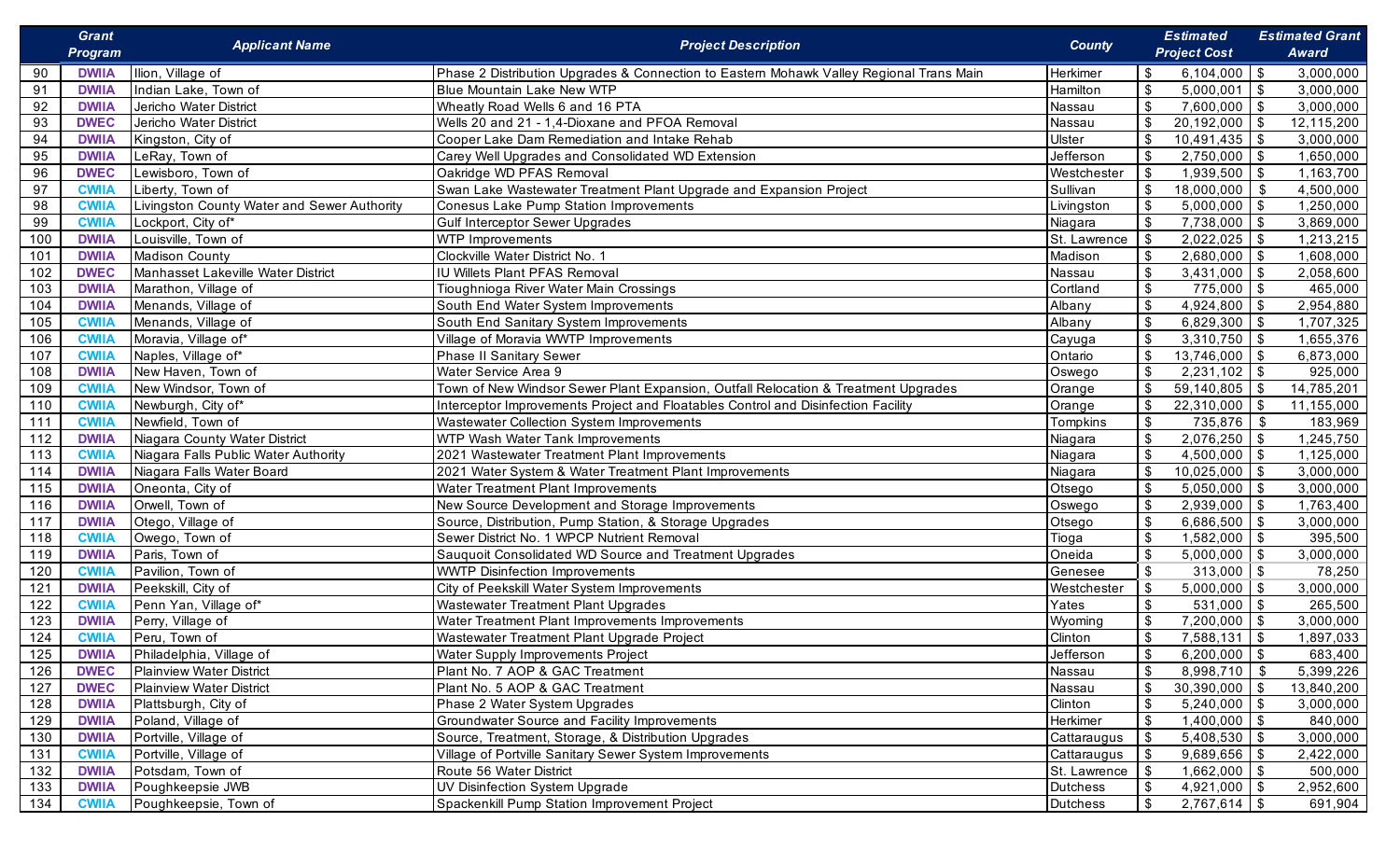| | Grant Program | Applicant Name | Project Description | County | Estimated Project Cost | Estimated Grant Award |
|---|---|---|---|---|---|---|
| 90 | DWIIA | Ilion, Village of | Phase 2 Distribution Upgrades & Connection to Eastern Mohawk Valley Regional Trans Main | Herkimer | $ 6,104,000 | $ 3,000,000 |
| 91 | DWIIA | Indian Lake, Town of | Blue Mountain Lake New WTP | Hamilton | $ 5,000,001 | $ 3,000,000 |
| 92 | DWIIA | Jericho Water District | Wheatly Road Wells 6 and 16 PTA | Nassau | $ 7,600,000 | $ 3,000,000 |
| 93 | DWEC | Jericho Water District | Wells 20 and 21 - 1,4-Dioxane and PFOA Removal | Nassau | $ 20,192,000 | $ 12,115,200 |
| 94 | DWIIA | Kingston, City of | Cooper Lake Dam Remediation and Intake Rehab | Ulster | $ 10,491,435 | $ 3,000,000 |
| 95 | DWIIA | LeRay, Town of | Carey Well Upgrades and Consolidated WD Extension | Jefferson | $ 2,750,000 | $ 1,650,000 |
| 96 | DWEC | Lewisboro, Town of | Oakridge WD PFAS Removal | Westchester | $ 1,939,500 | $ 1,163,700 |
| 97 | CWIIA | Liberty, Town of | Swan Lake Wastewater Treatment Plant Upgrade and Expansion Project | Sullivan | $ 18,000,000 | $ 4,500,000 |
| 98 | CWIIA | Livingston County Water and Sewer Authority | Conesus Lake Pump Station Improvements | Livingston | $ 5,000,000 | $ 1,250,000 |
| 99 | CWIIA | Lockport, City of* | Gulf Interceptor Sewer Upgrades | Niagara | $ 7,738,000 | $ 3,869,000 |
| 100 | DWIIA | Louisville, Town of | WTP Improvements | St. Lawrence | $ 2,022,025 | $ 1,213,215 |
| 101 | DWIIA | Madison County | Clockville Water District No. 1 | Madison | $ 2,680,000 | $ 1,608,000 |
| 102 | DWEC | Manhasset Lakeville Water District | IU Willets Plant PFAS Removal | Nassau | $ 3,431,000 | $ 2,058,600 |
| 103 | DWIIA | Marathon, Village of | Tioughnioga River Water Main Crossings | Cortland | $ 775,000 | $ 465,000 |
| 104 | DWIIA | Menands, Village of | South End Water System Improvements | Albany | $ 4,924,800 | $ 2,954,880 |
| 105 | CWIIA | Menands, Village of | South End Sanitary System Improvements | Albany | $ 6,829,300 | $ 1,707,325 |
| 106 | CWIIA | Moravia, Village of* | Village of Moravia WWTP Improvements | Cayuga | $ 3,310,750 | $ 1,655,376 |
| 107 | CWIIA | Naples, Village of* | Phase II Sanitary Sewer | Ontario | $ 13,746,000 | $ 6,873,000 |
| 108 | DWIIA | New Haven, Town of | Water Service Area 9 | Oswego | $ 2,231,102 | $ 925,000 |
| 109 | CWIIA | New Windsor, Town of | Town of New Windsor Sewer Plant Expansion, Outfall Relocation & Treatment Upgrades | Orange | $ 59,140,805 | $ 14,785,201 |
| 110 | CWIIA | Newburgh, City of* | Interceptor Improvements Project and Floatables Control and Disinfection Facility | Orange | $ 22,310,000 | $ 11,155,000 |
| 111 | CWIIA | Newfield, Town of | Wastewater Collection System Improvements | Tompkins | $ 735,876 | $ 183,969 |
| 112 | DWIIA | Niagara County Water District | WTP Wash Water Tank Improvements | Niagara | $ 2,076,250 | $ 1,245,750 |
| 113 | CWIIA | Niagara Falls Public Water Authority | 2021 Wastewater Treatment Plant Improvements | Niagara | $ 4,500,000 | $ 1,125,000 |
| 114 | DWIIA | Niagara Falls Water Board | 2021 Water System & Water Treatment Plant Improvements | Niagara | $ 10,025,000 | $ 3,000,000 |
| 115 | DWIIA | Oneonta, City of | Water Treatment Plant Improvements | Otsego | $ 5,050,000 | $ 3,000,000 |
| 116 | DWIIA | Orwell, Town of | New Source Development and Storage Improvements | Oswego | $ 2,939,000 | $ 1,763,400 |
| 117 | DWIIA | Otego, Village of | Source, Distribution, Pump Station, & Storage Upgrades | Otsego | $ 6,686,500 | $ 3,000,000 |
| 118 | CWIIA | Owego, Town of | Sewer District No. 1 WPCP Nutrient Removal | Tioga | $ 1,582,000 | $ 395,500 |
| 119 | DWIIA | Paris, Town of | Sauquoit Consolidated WD Source and Treatment Upgrades | Oneida | $ 5,000,000 | $ 3,000,000 |
| 120 | CWIIA | Pavilion, Town of | WWTP Disinfection Improvements | Genesee | $ 313,000 | $ 78,250 |
| 121 | DWIIA | Peekskill, City of | City of Peekskill Water System Improvements | Westchester | $ 5,000,000 | $ 3,000,000 |
| 122 | CWIIA | Penn Yan, Village of* | Wastewater Treatment Plant Upgrades | Yates | $ 531,000 | $ 265,500 |
| 123 | DWIIA | Perry, Village of | Water Treatment Plant Improvements Improvements | Wyoming | $ 7,200,000 | $ 3,000,000 |
| 124 | CWIIA | Peru, Town of | Wastewater Treatment Plant Upgrade Project | Clinton | $ 7,588,131 | $ 1,897,033 |
| 125 | DWIIA | Philadelphia, Village of | Water Supply Improvements Project | Jefferson | $ 6,200,000 | $ 683,400 |
| 126 | DWEC | Plainview Water District | Plant No. 7 AOP & GAC Treatment | Nassau | $ 8,998,710 | $ 5,399,226 |
| 127 | DWEC | Plainview Water District | Plant No. 5 AOP & GAC Treatment | Nassau | $ 30,390,000 | $ 13,840,200 |
| 128 | DWIIA | Plattsburgh, City of | Phase 2 Water System Upgrades | Clinton | $ 5,240,000 | $ 3,000,000 |
| 129 | DWIIA | Poland, Village of | Groundwater Source and Facility Improvements | Herkimer | $ 1,400,000 | $ 840,000 |
| 130 | DWIIA | Portville, Village of | Source, Treatment, Storage, & Distribution Upgrades | Cattaraugus | $ 5,408,530 | $ 3,000,000 |
| 131 | CWIIA | Portville, Village of | Village of Portville Sanitary Sewer System Improvements | Cattaraugus | $ 9,689,656 | $ 2,422,000 |
| 132 | DWIIA | Potsdam, Town of | Route 56 Water District | St. Lawrence | $ 1,662,000 | $ 500,000 |
| 133 | DWIIA | Poughkeepsie JWB | UV Disinfection System Upgrade | Dutchess | $ 4,921,000 | $ 2,952,600 |
| 134 | CWIIA | Poughkeepsie, Town of | Spackenkill Pump Station Improvement Project | Dutchess | $ 2,767,614 | $ 691,904 |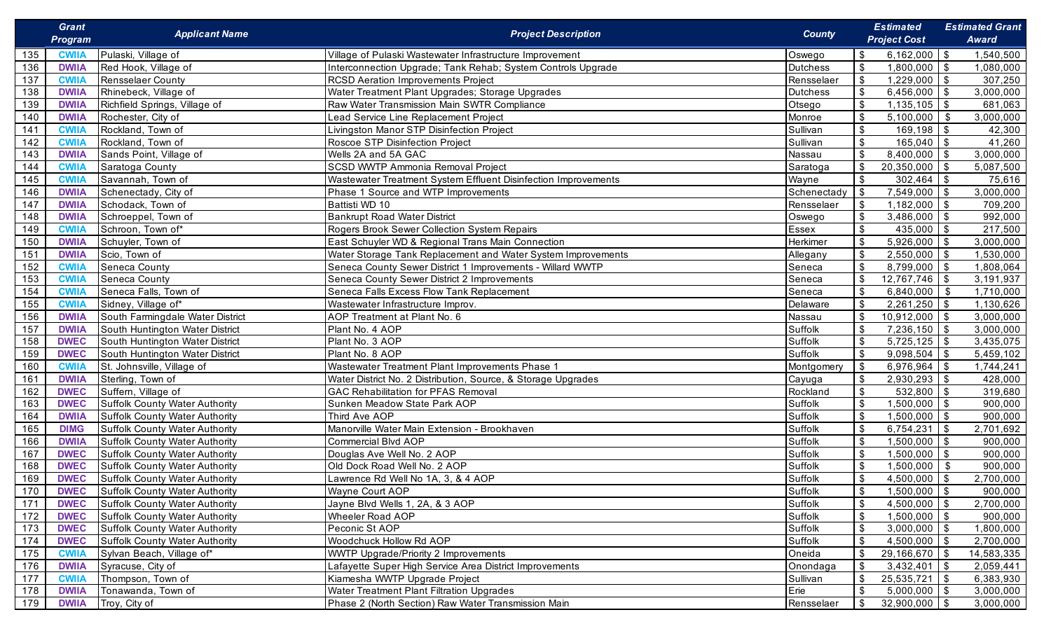| | Grant Program | Applicant Name | Project Description | County | Estimated Project Cost | Estimated Grant Award |
|---|---|---|---|---|---|---|
| 135 | CWIIA | Pulaski, Village of | Village of Pulaski Wastewater Infrastructure Improvement | Oswego | $ 6,162,000 | $ 1,540,500 |
| 136 | DWIIA | Red Hook, Village of | Interconnection Upgrade; Tank Rehab; System Controls Upgrade | Dutchess | $ 1,800,000 | $ 1,080,000 |
| 137 | CWIIA | Rensselaer County | RCSD Aeration Improvements Project | Rensselaer | $ 1,229,000 | $ 307,250 |
| 138 | DWIIA | Rhinebeck, Village of | Water Treatment Plant Upgrades; Storage Upgrades | Dutchess | $ 6,456,000 | $ 3,000,000 |
| 139 | DWIIA | Richfield Springs, Village of | Raw Water Transmission Main SWTR Compliance | Otsego | $ 1,135,105 | $ 681,063 |
| 140 | DWIIA | Rochester, City of | Lead Service Line Replacement Project | Monroe | $ 5,100,000 | $ 3,000,000 |
| 141 | CWIIA | Rockland, Town of | Livingston Manor STP Disinfection Project | Sullivan | $ 169,198 | $ 42,300 |
| 142 | CWIIA | Rockland, Town of | Roscoe STP Disinfection Project | Sullivan | $ 165,040 | $ 41,260 |
| 143 | DWIIA | Sands Point, Village of | Wells 2A and 5A GAC | Nassau | $ 8,400,000 | $ 3,000,000 |
| 144 | CWIIA | Saratoga County | SCSD WWTP Ammonia Removal Project | Saratoga | $ 20,350,000 | $ 5,087,500 |
| 145 | CWIIA | Savannah, Town of | Wastewater Treatment System Effluent Disinfection Improvements | Wayne | $ 302,464 | $ 75,616 |
| 146 | DWIIA | Schenectady, City of | Phase 1 Source and WTP Improvements | Schenectady | $ 7,549,000 | $ 3,000,000 |
| 147 | DWIIA | Schodack, Town of | Battisti WD 10 | Rensselaer | $ 1,182,000 | $ 709,200 |
| 148 | DWIIA | Schroeppel, Town of | Bankrupt Road Water District | Oswego | $ 3,486,000 | $ 992,000 |
| 149 | CWIIA | Schroon, Town of* | Rogers Brook Sewer Collection System Repairs | Essex | $ 435,000 | $ 217,500 |
| 150 | DWIIA | Schuyler, Town of | East Schuyler WD & Regional Trans Main Connection | Herkimer | $ 5,926,000 | $ 3,000,000 |
| 151 | DWIIA | Scio, Town of | Water Storage Tank Replacement and Water System Improvements | Allegany | $ 2,550,000 | $ 1,530,000 |
| 152 | CWIIA | Seneca County | Seneca County Sewer District 1 Improvements - Willard WWTP | Seneca | $ 8,799,000 | $ 1,808,064 |
| 153 | CWIIA | Seneca County | Seneca County Sewer District 2 Improvements | Seneca | $ 12,767,746 | $ 3,191,937 |
| 154 | CWIIA | Seneca Falls, Town of | Seneca Falls Excess Flow Tank Replacement | Seneca | $ 6,840,000 | $ 1,710,000 |
| 155 | CWIIA | Sidney, Village of* | Wastewater Infrastructure Improv. | Delaware | $ 2,261,250 | $ 1,130,626 |
| 156 | DWIIA | South Farmingdale Water District | AOP Treatment at Plant No. 6 | Nassau | $ 10,912,000 | $ 3,000,000 |
| 157 | DWIIA | South Huntington Water District | Plant No. 4 AOP | Suffolk | $ 7,236,150 | $ 3,000,000 |
| 158 | DWEC | South Huntington Water District | Plant No. 3 AOP | Suffolk | $ 5,725,125 | $ 3,435,075 |
| 159 | DWEC | South Huntington Water District | Plant No. 8 AOP | Suffolk | $ 9,098,504 | $ 5,459,102 |
| 160 | CWIIA | St. Johnsville, Village of | Wastewater Treatment Plant Improvements Phase 1 | Montgomery | $ 6,976,964 | $ 1,744,241 |
| 161 | DWIIA | Sterling, Town of | Water District No. 2 Distribution, Source, & Storage Upgrades | Cayuga | $ 2,930,293 | $ 428,000 |
| 162 | DWEC | Suffern, Village of | GAC Rehabilitation for PFAS Removal | Rockland | $ 532,800 | $ 319,680 |
| 163 | DWEC | Suffolk County Water Authority | Sunken Meadow State Park AOP | Suffolk | $ 1,500,000 | $ 900,000 |
| 164 | DWIIA | Suffolk County Water Authority | Third Ave AOP | Suffolk | $ 1,500,000 | $ 900,000 |
| 165 | DIMG | Suffolk County Water Authority | Manorville Water Main Extension - Brookhaven | Suffolk | $ 6,754,231 | $ 2,701,692 |
| 166 | DWIIA | Suffolk County Water Authority | Commercial Blvd AOP | Suffolk | $ 1,500,000 | $ 900,000 |
| 167 | DWEC | Suffolk County Water Authority | Douglas Ave Well No. 2 AOP | Suffolk | $ 1,500,000 | $ 900,000 |
| 168 | DWEC | Suffolk County Water Authority | Old Dock Road Well No. 2 AOP | Suffolk | $ 1,500,000 | $ 900,000 |
| 169 | DWEC | Suffolk County Water Authority | Lawrence Rd Well No 1A, 3, & 4 AOP | Suffolk | $ 4,500,000 | $ 2,700,000 |
| 170 | DWEC | Suffolk County Water Authority | Wayne Court AOP | Suffolk | $ 1,500,000 | $ 900,000 |
| 171 | DWEC | Suffolk County Water Authority | Jayne Blvd Wells 1, 2A, & 3 AOP | Suffolk | $ 4,500,000 | $ 2,700,000 |
| 172 | DWEC | Suffolk County Water Authority | Wheeler Road AOP | Suffolk | $ 1,500,000 | $ 900,000 |
| 173 | DWEC | Suffolk County Water Authority | Peconic St AOP | Suffolk | $ 3,000,000 | $ 1,800,000 |
| 174 | DWEC | Suffolk County Water Authority | Woodchuck Hollow Rd AOP | Suffolk | $ 4,500,000 | $ 2,700,000 |
| 175 | CWIIA | Sylvan Beach, Village of* | WWTP Upgrade/Priority 2 Improvements | Oneida | $ 29,166,670 | $ 14,583,335 |
| 176 | DWIIA | Syracuse, City of | Lafayette Super High Service Area District Improvements | Onondaga | $ 3,432,401 | $ 2,059,441 |
| 177 | CWIIA | Thompson, Town of | Kiamesha WWTP Upgrade Project | Sullivan | $ 25,535,721 | $ 6,383,930 |
| 178 | DWIIA | Tonawanda, Town of | Water Treatment Plant Filtration Upgrades | Erie | $ 5,000,000 | $ 3,000,000 |
| 179 | DWIIA | Troy, City of | Phase 2 (North Section) Raw Water Transmission Main | Rensselaer | $ 32,900,000 | $ 3,000,000 |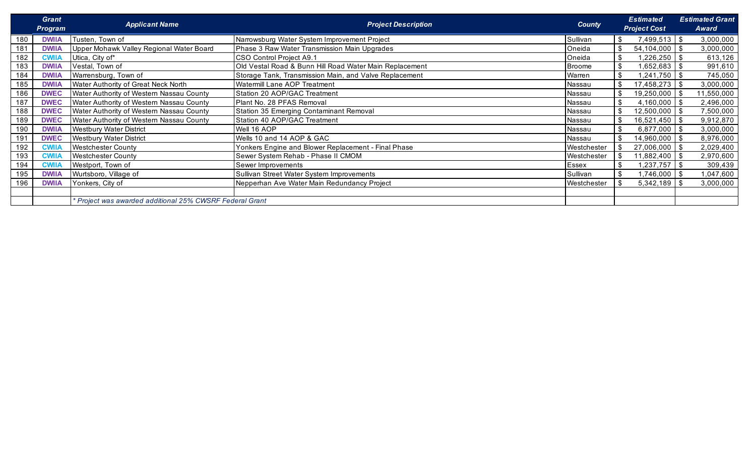| | Grant Program | Applicant Name | Project Description | County | Estimated Project Cost | Estimated Grant Award |
|---|---|---|---|---|---|---|
| 180 | DWIIA | Tusten, Town of | Narrowsburg Water System Improvement Project | Sullivan | $ 7,499,513 | $ 3,000,000 |
| 181 | DWIIA | Upper Mohawk Valley Regional Water Board | Phase 3 Raw Water Transmission Main Upgrades | Oneida | $ 54,104,000 | $ 3,000,000 |
| 182 | CWIIA | Utica, City of* | CSO Control Project A9.1 | Oneida | $ 1,226,250 | $ 613,126 |
| 183 | DWIIA | Vestal, Town of | Old Vestal Road & Bunn Hill Road Water Main Replacement | Broome | $ 1,652,683 | $ 991,610 |
| 184 | DWIIA | Warrensburg, Town of | Storage Tank, Transmission Main, and Valve Replacement | Warren | $ 1,241,750 | $ 745,050 |
| 185 | DWIIA | Water Authority of Great Neck North | Watermill Lane AOP Treatment | Nassau | $ 17,458,273 | $ 3,000,000 |
| 186 | DWEC | Water Authority of Western Nassau County | Station 20 AOP/GAC Treatment | Nassau | $ 19,250,000 | $ 11,550,000 |
| 187 | DWEC | Water Authority of Western Nassau County | Plant No. 28 PFAS Removal | Nassau | $ 4,160,000 | $ 2,496,000 |
| 188 | DWEC | Water Authority of Western Nassau County | Station 35 Emerging Contaminant Removal | Nassau | $ 12,500,000 | $ 7,500,000 |
| 189 | DWEC | Water Authority of Western Nassau County | Station 40 AOP/GAC Treatment | Nassau | $ 16,521,450 | $ 9,912,870 |
| 190 | DWIIA | Westbury Water District | Well 16 AOP | Nassau | $ 6,877,000 | $ 3,000,000 |
| 191 | DWEC | Westbury Water District | Wells 10 and 14 AOP & GAC | Nassau | $ 14,960,000 | $ 8,976,000 |
| 192 | CWIIA | Westchester County | Yonkers Engine and Blower Replacement - Final Phase | Westchester | $ 27,006,000 | $ 2,029,400 |
| 193 | CWIIA | Westchester County | Sewer System Rehab - Phase II CMOM | Westchester | $ 11,882,400 | $ 2,970,600 |
| 194 | CWIIA | Westport, Town of | Sewer Improvements | Essex | $ 1,237,757 | $ 309,439 |
| 195 | DWIIA | Wurtsboro, Village of | Sullivan Street Water System Improvements | Sullivan | $ 1,746,000 | $ 1,047,600 |
| 196 | DWIIA | Yonkers, City of | Nepperhan Ave Water Main Redundancy Project | Westchester | $ 5,342,189 | $ 3,000,000 |
| | | | | | | |
| | | *\* Project was awarded additional 25% CWSRF Federal Grant* | | | | |